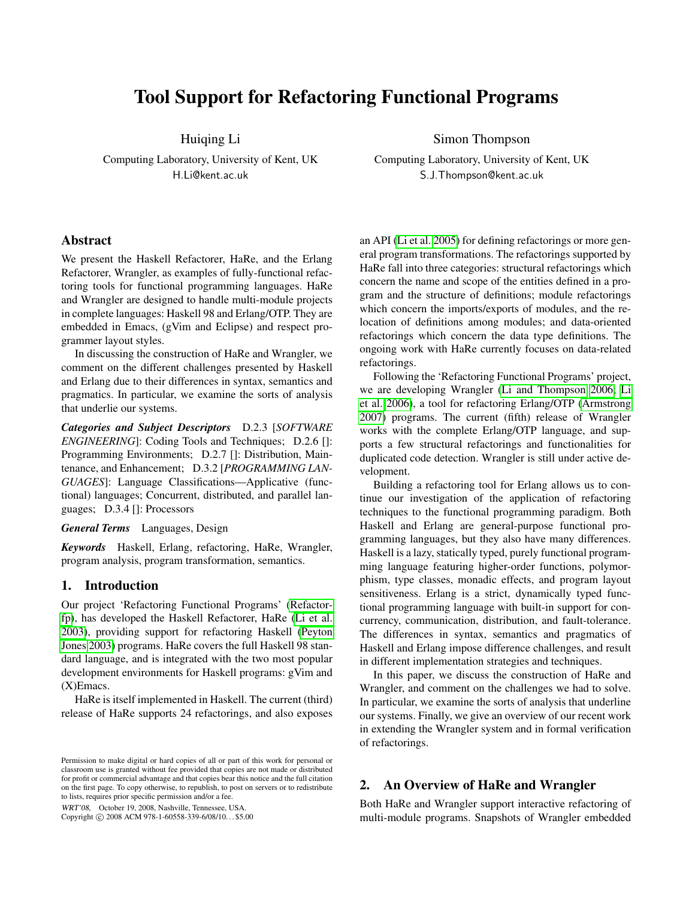# Tool Support for Refactoring Functional Programs

Huiqing Li
Computing Laboratory, University of Kent, UK
H.Li@kent.ac.uk

Simon Thompson
Computing Laboratory, University of Kent, UK
S.J.Thompson@kent.ac.uk

## Abstract

We present the Haskell Refactorer, HaRe, and the Erlang Refactorer, Wrangler, as examples of fully-functional refactoring tools for functional programming languages. HaRe and Wrangler are designed to handle multi-module projects in complete languages: Haskell 98 and Erlang/OTP. They are embedded in Emacs, (gVim and Eclipse) and respect programmer layout styles.

In discussing the construction of HaRe and Wrangler, we comment on the different challenges presented by Haskell and Erlang due to their differences in syntax, semantics and pragmatics. In particular, we examine the sorts of analysis that underlie our systems.

***Categories and Subject Descriptors*** D.2.3 [*SOFTWARE ENGINEERING*]: Coding Tools and Techniques; D.2.6 []: Programming Environments; D.2.7 []: Distribution, Maintenance, and Enhancement; D.3.2 [*PROGRAMMING LANGUAGES*]: Language Classifications—Applicative (functional) languages; Concurrent, distributed, and parallel languages; D.3.4 []: Processors

***General Terms*** Languages, Design

***Keywords*** Haskell, Erlang, refactoring, HaRe, Wrangler, program analysis, program transformation, semantics.

## 1. Introduction

Our project 'Refactoring Functional Programs' (Refactor-fp), has developed the Haskell Refactorer, HaRe (Li et al. 2003), providing support for refactoring Haskell (Peyton Jones 2003) programs. HaRe covers the full Haskell 98 standard language, and is integrated with the two most popular development environments for Haskell programs: gVim and (X)Emacs.

HaRe is itself implemented in Haskell. The current (third) release of HaRe supports 24 refactorings, and also exposes an API (Li et al. 2005) for defining refactorings or more general program transformations. The refactorings supported by HaRe fall into three categories: structural refactorings which concern the name and scope of the entities defined in a program and the structure of definitions; module refactorings which concern the imports/exports of modules, and the relocation of definitions among modules; and data-oriented refactorings which concern the data type definitions. The ongoing work with HaRe currently focuses on data-related refactorings.

Following the 'Refactoring Functional Programs' project, we are developing Wrangler (Li and Thompson 2006; Li et al. 2006), a tool for refactoring Erlang/OTP (Armstrong 2007) programs. The current (fifth) release of Wrangler works with the complete Erlang/OTP language, and supports a few structural refactorings and functionalities for duplicated code detection. Wrangler is still under active development.

Building a refactoring tool for Erlang allows us to continue our investigation of the application of refactoring techniques to the functional programming paradigm. Both Haskell and Erlang are general-purpose functional programming languages, but they also have many differences. Haskell is a lazy, statically typed, purely functional programming language featuring higher-order functions, polymorphism, type classes, monadic effects, and program layout sensitiveness. Erlang is a strict, dynamically typed functional programming language with built-in support for concurrency, communication, distribution, and fault-tolerance. The differences in syntax, semantics and pragmatics of Haskell and Erlang impose difference challenges, and result in different implementation strategies and techniques.

In this paper, we discuss the construction of HaRe and Wrangler, and comment on the challenges we had to solve. In particular, we examine the sorts of analysis that underline our systems. Finally, we give an overview of our recent work in extending the Wrangler system and in formal verification of refactorings.

## 2. An Overview of HaRe and Wrangler

Both HaRe and Wrangler support interactive refactoring of multi-module programs. Snapshots of Wrangler embedded

Permission to make digital or hard copies of all or part of this work for personal or classroom use is granted without fee provided that copies are not made or distributed for profit or commercial advantage and that copies bear this notice and the full citation on the first page. To copy otherwise, to republish, to post on servers or to redistribute to lists, requires prior specific permission and/or a fee.
*WRT'08,* October 19, 2008, Nashville, Tennessee, USA.
Copyright © 2008 ACM 978-1-60558-339-6/08/10. . . $5.00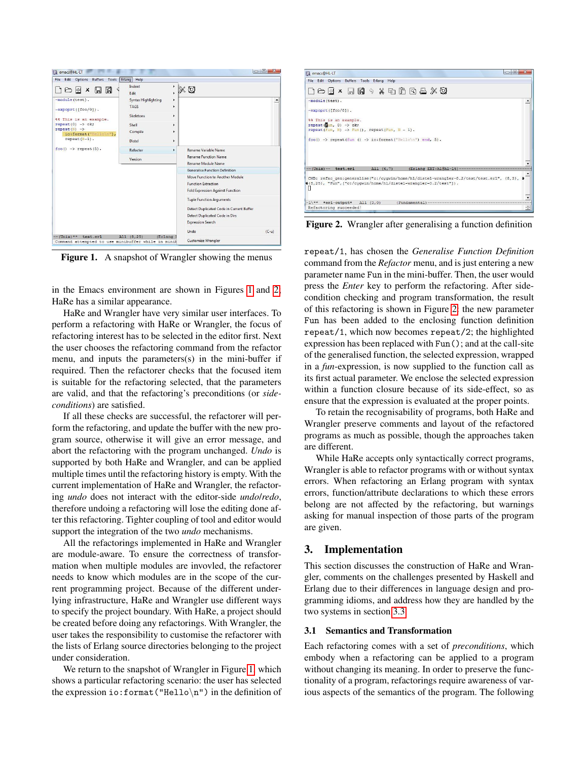Figure 1. A snapshot of Wrangler showing the menus

Figure 2. Wrangler after generalising a function definition

in the Emacs environment are shown in Figures 1 and 2. HaRe has a similar appearance.

HaRe and Wrangler have very similar user interfaces. To perform a refactoring with HaRe or Wrangler, the focus of refactoring interest has to be selected in the editor first. Next the user chooses the refactoring command from the refactor menu, and inputs the parameters(s) in the mini-buffer if required. Then the refactorer checks that the focused item is suitable for the refactoring selected, that the parameters are valid, and that the refactoring's preconditions (or *side-conditions*) are satisfied.

If all these checks are successful, the refactorer will perform the refactoring, and update the buffer with the new program source, otherwise it will give an error message, and abort the refactoring with the program unchanged. *Undo* is supported by both HaRe and Wrangler, and can be applied multiple times until the refactoring history is empty. With the current implementation of HaRe and Wrangler, the refactoring *undo* does not interact with the editor-side *undo*/*redo*, therefore undoing a refactoring will lose the editing done after this refactoring. Tighter coupling of tool and editor would support the integration of the two *undo* mechanisms.

All the refactorings implemented in HaRe and Wrangler are module-aware. To ensure the correctness of transformation when multiple modules are involved, the refactorer needs to know which modules are in the scope of the current programming project. Because of the different underlying infrastructure, HaRe and Wrangler use different ways to specify the project boundary. With HaRe, a project should be created before doing any refactorings. With Wrangler, the user takes the responsibility to customise the refactorer with the lists of Erlang source directories belonging to the project under consideration.

We return to the snapshot of Wrangler in Figure 1, which shows a particular refactoring scenario: the user has selected the expression `io:format("Hello\n")` in the definition of `repeat/1`, has chosen the *Generalise Function Definition* command from the *Refactor* menu, and is just entering a new parameter name `Fun` in the mini-buffer. Then, the user would press the *Enter* key to perform the refactoring. After side-condition checking and program transformation, the result of this refactoring is shown in Figure 2: the new parameter `Fun` has been added to the enclosing function definition `repeat/1`, which now becomes `repeat/2`; the highlighted expression has been replaced with `Fun()`; and at the call-site of the generalised function, the selected expression, wrapped in a *fun*-expression, is now supplied to the function call as its first actual parameter. We enclose the selected expression within a function closure because of its side-effect, so as ensure that the expression is evaluated at the proper points.

To retain the recognisability of programs, both HaRe and Wrangler preserve comments and layout of the refactored programs as much as possible, though the approaches taken are different.

While HaRe accepts only syntactically correct programs, Wrangler is able to refactor programs with or without syntax errors. When refactoring an Erlang program with syntax errors, function/attribute declarations to which these errors belong are not affected by the refactoring, but warnings asking for manual inspection of those parts of the program are given.

## 3. Implementation

This section discusses the construction of HaRe and Wrangler, comments on the challenges presented by Haskell and Erlang due to their differences in language design and programming idioms, and address how they are handled by the two systems in section 3.3.

### 3.1 Semantics and Transformation

Each refactoring comes with a set of *preconditions*, which embody when a refactoring can be applied to a program without changing its meaning. In order to preserve the functionality of a program, refactorings require awareness of various aspects of the semantics of the program. The following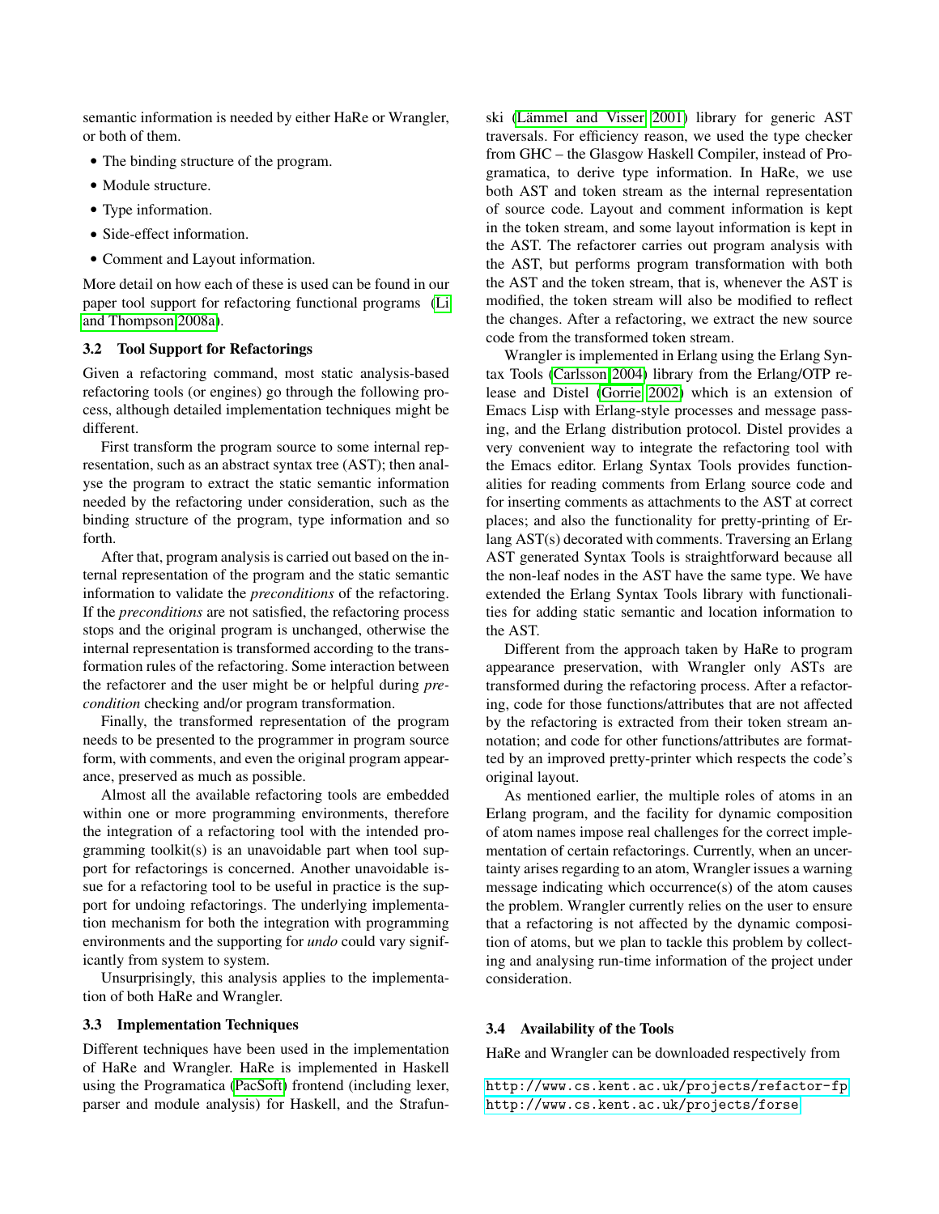semantic information is needed by either HaRe or Wrangler, or both of them.

- The binding structure of the program.
- Module structure.
- Type information.
- Side-effect information.
- Comment and Layout information.

More detail on how each of these is used can be found in our paper tool support for refactoring functional programs (Li and Thompson 2008a).

### 3.2 Tool Support for Refactorings

Given a refactoring command, most static analysis-based refactoring tools (or engines) go through the following process, although detailed implementation techniques might be different.

First transform the program source to some internal representation, such as an abstract syntax tree (AST); then analyse the program to extract the static semantic information needed by the refactoring under consideration, such as the binding structure of the program, type information and so forth.

After that, program analysis is carried out based on the internal representation of the program and the static semantic information to validate the *preconditions* of the refactoring. If the *preconditions* are not satisfied, the refactoring process stops and the original program is unchanged, otherwise the internal representation is transformed according to the transformation rules of the refactoring. Some interaction between the refactorer and the user might be or helpful during *precondition* checking and/or program transformation.

Finally, the transformed representation of the program needs to be presented to the programmer in program source form, with comments, and even the original program appearance, preserved as much as possible.

Almost all the available refactoring tools are embedded within one or more programming environments, therefore the integration of a refactoring tool with the intended programming toolkit(s) is an unavoidable part when tool support for refactorings is concerned. Another unavoidable issue for a refactoring tool to be useful in practice is the support for undoing refactorings. The underlying implementation mechanism for both the integration with programming environments and the supporting for *undo* could vary significantly from system to system.

Unsurprisingly, this analysis applies to the implementation of both HaRe and Wrangler.

### 3.3 Implementation Techniques

Different techniques have been used in the implementation of HaRe and Wrangler. HaRe is implemented in Haskell using the Programatica (PacSoft) frontend (including lexer, parser and module analysis) for Haskell, and the Strafunski (Lämmel and Visser 2001) library for generic AST traversals. For efficiency reason, we used the type checker from GHC – the Glasgow Haskell Compiler, instead of Programatica, to derive type information. In HaRe, we use both AST and token stream as the internal representation of source code. Layout and comment information is kept in the token stream, and some layout information is kept in the AST. The refactorer carries out program analysis with the AST, but performs program transformation with both the AST and the token stream, that is, whenever the AST is modified, the token stream will also be modified to reflect the changes. After a refactoring, we extract the new source code from the transformed token stream.

Wrangler is implemented in Erlang using the Erlang Syntax Tools (Carlsson 2004) library from the Erlang/OTP release and Distel (Gorrie 2002) which is an extension of Emacs Lisp with Erlang-style processes and message passing, and the Erlang distribution protocol. Distel provides a very convenient way to integrate the refactoring tool with the Emacs editor. Erlang Syntax Tools provides functionalities for reading comments from Erlang source code and for inserting comments as attachments to the AST at correct places; and also the functionality for pretty-printing of Erlang AST(s) decorated with comments. Traversing an Erlang AST generated Syntax Tools is straightforward because all the non-leaf nodes in the AST have the same type. We have extended the Erlang Syntax Tools library with functionalities for adding static semantic and location information to the AST.

Different from the approach taken by HaRe to program appearance preservation, with Wrangler only ASTs are transformed during the refactoring process. After a refactoring, code for those functions/attributes that are not affected by the refactoring is extracted from their token stream annotation; and code for other functions/attributes are formatted by an improved pretty-printer which respects the code's original layout.

As mentioned earlier, the multiple roles of atoms in an Erlang program, and the facility for dynamic composition of atom names impose real challenges for the correct implementation of certain refactorings. Currently, when an uncertainty arises regarding to an atom, Wrangler issues a warning message indicating which occurrence(s) of the atom causes the problem. Wrangler currently relies on the user to ensure that a refactoring is not affected by the dynamic composition of atoms, but we plan to tackle this problem by collecting and analysing run-time information of the project under consideration.

### 3.4 Availability of the Tools

HaRe and Wrangler can be downloaded respectively from

http://www.cs.kent.ac.uk/projects/refactor-fp
http://www.cs.kent.ac.uk/projects/forse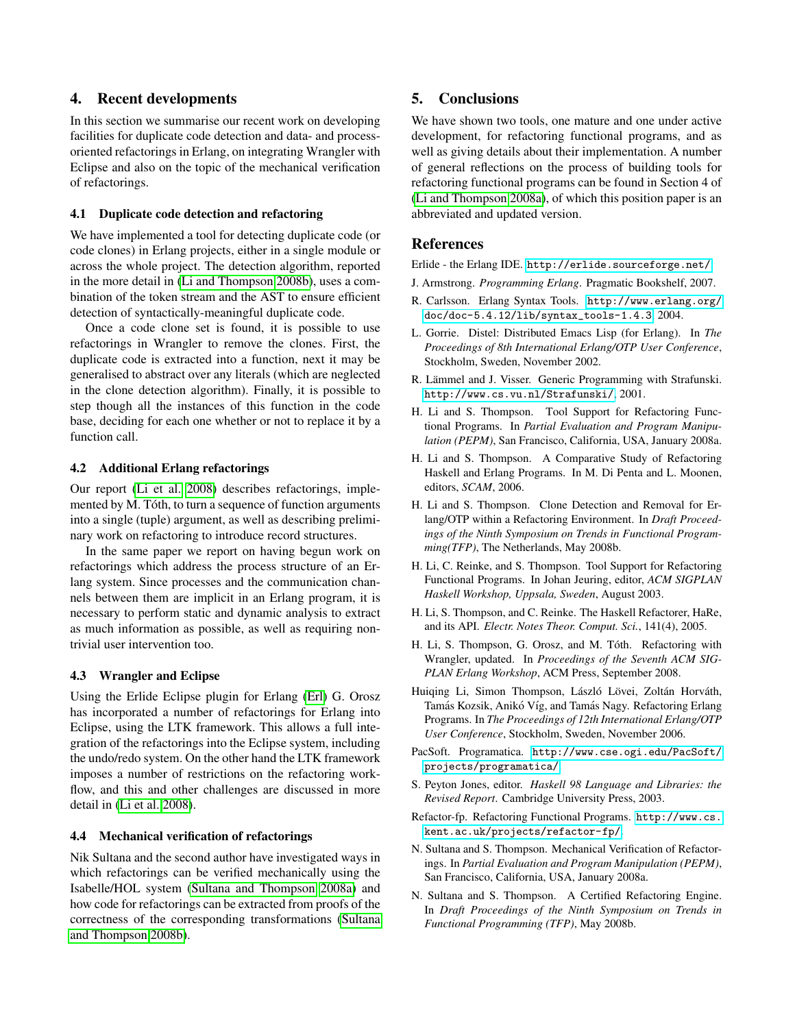## 4. Recent developments

In this section we summarise our recent work on developing facilities for duplicate code detection and data- and process-oriented refactorings in Erlang, on integrating Wrangler with Eclipse and also on the topic of the mechanical verification of refactorings.

### 4.1 Duplicate code detection and refactoring

We have implemented a tool for detecting duplicate code (or code clones) in Erlang projects, either in a single module or across the whole project. The detection algorithm, reported in the more detail in (Li and Thompson 2008b), uses a combination of the token stream and the AST to ensure efficient detection of syntactically-meaningful duplicate code.

Once a code clone set is found, it is possible to use refactorings in Wrangler to remove the clones. First, the duplicate code is extracted into a function, next it may be generalised to abstract over any literals (which are neglected in the clone detection algorithm). Finally, it is possible to step though all the instances of this function in the code base, deciding for each one whether or not to replace it by a function call.

### 4.2 Additional Erlang refactorings

Our report (Li et al. 2008) describes refactorings, implemented by M. Tóth, to turn a sequence of function arguments into a single (tuple) argument, as well as describing preliminary work on refactoring to introduce record structures.

In the same paper we report on having begun work on refactorings which address the process structure of an Erlang system. Since processes and the communication channels between them are implicit in an Erlang program, it is necessary to perform static and dynamic analysis to extract as much information as possible, as well as requiring non-trivial user intervention too.

### 4.3 Wrangler and Eclipse

Using the Erlide Eclipse plugin for Erlang (Erl) G. Orosz has incorporated a number of refactorings for Erlang into Eclipse, using the LTK framework. This allows a full integration of the refactorings into the Eclipse system, including the undo/redo system. On the other hand the LTK framework imposes a number of restrictions on the refactoring workflow, and this and other challenges are discussed in more detail in (Li et al. 2008).

### 4.4 Mechanical verification of refactorings

Nik Sultana and the second author have investigated ways in which refactorings can be verified mechanically using the Isabelle/HOL system (Sultana and Thompson 2008a) and how code for refactorings can be extracted from proofs of the correctness of the corresponding transformations (Sultana and Thompson 2008b).

## 5. Conclusions

We have shown two tools, one mature and one under active development, for refactoring functional programs, and as well as giving details about their implementation. A number of general reflections on the process of building tools for refactoring functional programs can be found in Section 4 of (Li and Thompson 2008a), of which this position paper is an abbreviated and updated version.

## References

Erlide - the Erlang IDE. http://erlide.sourceforge.net/.

J. Armstrong. *Programming Erlang*. Pragmatic Bookshelf, 2007.

R. Carlsson. Erlang Syntax Tools. http://www.erlang.org/doc/doc-5.4.12/lib/syntax_tools-1.4.3, 2004.

L. Gorrie. Distel: Distributed Emacs Lisp (for Erlang). In *The Proceedings of 8th International Erlang/OTP User Conference*, Stockholm, Sweden, November 2002.

R. Lämmel and J. Visser. Generic Programming with Strafunski. http://www.cs.vu.nl/Strafunski/, 2001.

H. Li and S. Thompson. Tool Support for Refactoring Functional Programs. In *Partial Evaluation and Program Manipulation (PEPM)*, San Francisco, California, USA, January 2008a.

H. Li and S. Thompson. A Comparative Study of Refactoring Haskell and Erlang Programs. In M. Di Penta and L. Moonen, editors, *SCAM*, 2006.

H. Li and S. Thompson. Clone Detection and Removal for Erlang/OTP within a Refactoring Environment. In *Draft Proceedings of the Ninth Symposium on Trends in Functional Programming(TFP)*, The Netherlands, May 2008b.

H. Li, C. Reinke, and S. Thompson. Tool Support for Refactoring Functional Programs. In Johan Jeuring, editor, *ACM SIGPLAN Haskell Workshop, Uppsala, Sweden*, August 2003.

H. Li, S. Thompson, and C. Reinke. The Haskell Refactorer, HaRe, and its API. *Electr. Notes Theor. Comput. Sci.*, 141(4), 2005.

H. Li, S. Thompson, G. Orosz, and M. Tóth. Refactoring with Wrangler, updated. In *Proceedings of the Seventh ACM SIGPLAN Erlang Workshop*, ACM Press, September 2008.

Huiqing Li, Simon Thompson, László Lövei, Zoltán Horváth, Tamás Kozsik, Anikó Víg, and Tamás Nagy. Refactoring Erlang Programs. In *The Proceedings of 12th International Erlang/OTP User Conference*, Stockholm, Sweden, November 2006.

PacSoft. Programatica. http://www.cse.ogi.edu/PacSoft/projects/programatica/.

S. Peyton Jones, editor. *Haskell 98 Language and Libraries: the Revised Report*. Cambridge University Press, 2003.

Refactor-fp. Refactoring Functional Programs. http://www.cs.kent.ac.uk/projects/refactor-fp/.

N. Sultana and S. Thompson. Mechanical Verification of Refactorings. In *Partial Evaluation and Program Manipulation (PEPM)*, San Francisco, California, USA, January 2008a.

N. Sultana and S. Thompson. A Certified Refactoring Engine. In *Draft Proceedings of the Ninth Symposium on Trends in Functional Programming (TFP)*, May 2008b.